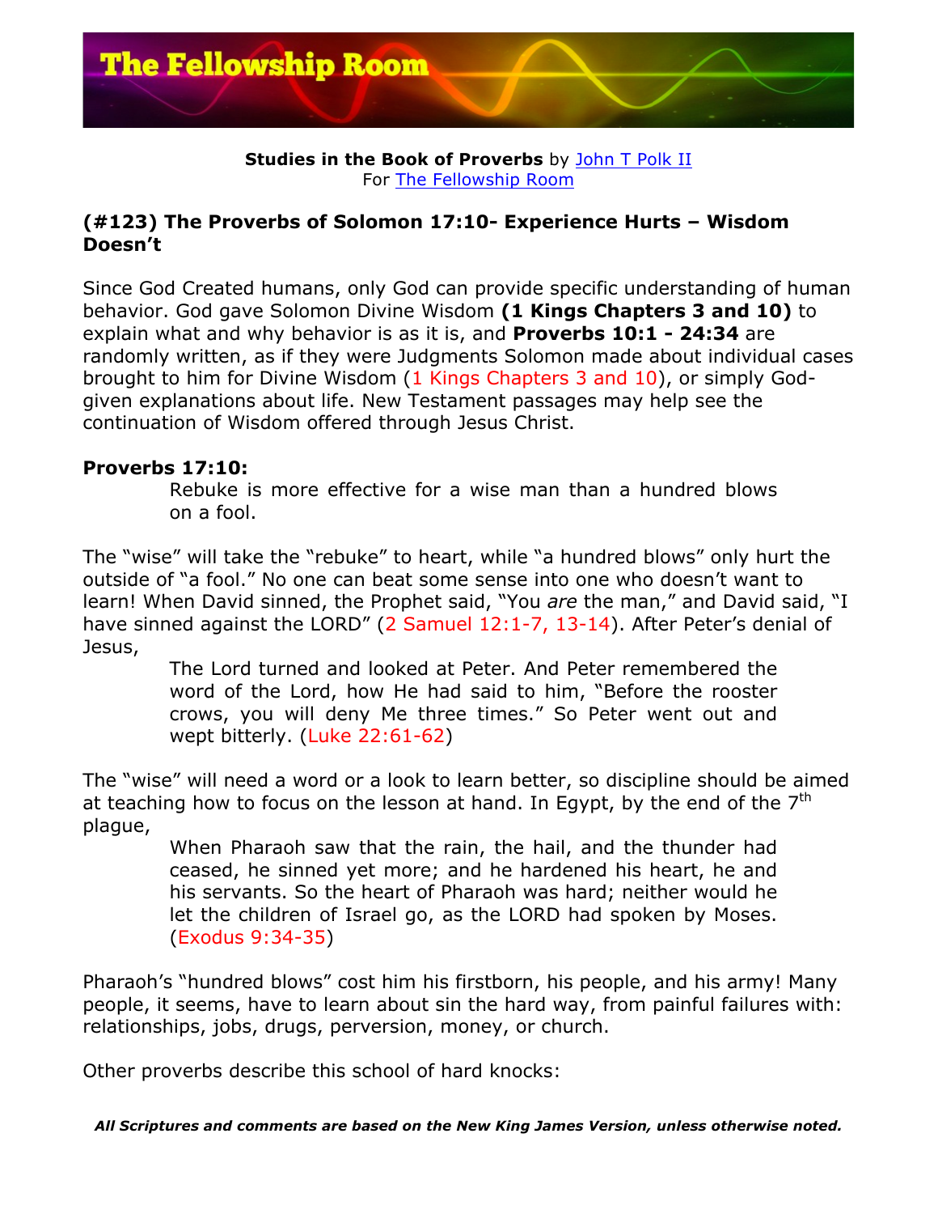**Studies in the Book of Proverbs** by John T Polk II
For The Fellowship Room

## (#123) The Proverbs of Solomon 17:10- Experience Hurts – Wisdom Doesn't

Since God Created humans, only God can provide specific understanding of human behavior. God gave Solomon Divine Wisdom **(1 Kings Chapters 3 and 10)** to explain what and why behavior is as it is, and **Proverbs 10:1 - 24:34** are randomly written, as if they were Judgments Solomon made about individual cases brought to him for Divine Wisdom (1 Kings Chapters 3 and 10), or simply God-given explanations about life. New Testament passages may help see the continuation of Wisdom offered through Jesus Christ.

**Proverbs 17:10:**

> Rebuke is more effective for a wise man than a hundred blows on a fool.

The "wise" will take the "rebuke" to heart, while "a hundred blows" only hurt the outside of "a fool." No one can beat some sense into one who doesn't want to learn! When David sinned, the Prophet said, "You *are* the man," and David said, "I have sinned against the LORD" (2 Samuel 12:1-7, 13-14). After Peter's denial of Jesus,

> The Lord turned and looked at Peter. And Peter remembered the word of the Lord, how He had said to him, "Before the rooster crows, you will deny Me three times." So Peter went out and wept bitterly. (Luke 22:61-62)

The "wise" will need a word or a look to learn better, so discipline should be aimed at teaching how to focus on the lesson at hand. In Egypt, by the end of the 7th plague,

> When Pharaoh saw that the rain, the hail, and the thunder had ceased, he sinned yet more; and he hardened his heart, he and his servants. So the heart of Pharaoh was hard; neither would he let the children of Israel go, as the LORD had spoken by Moses. (Exodus 9:34-35)

Pharaoh's "hundred blows" cost him his firstborn, his people, and his army! Many people, it seems, have to learn about sin the hard way, from painful failures with: relationships, jobs, drugs, perversion, money, or church.

Other proverbs describe this school of hard knocks:

***All Scriptures and comments are based on the New King James Version, unless otherwise noted.***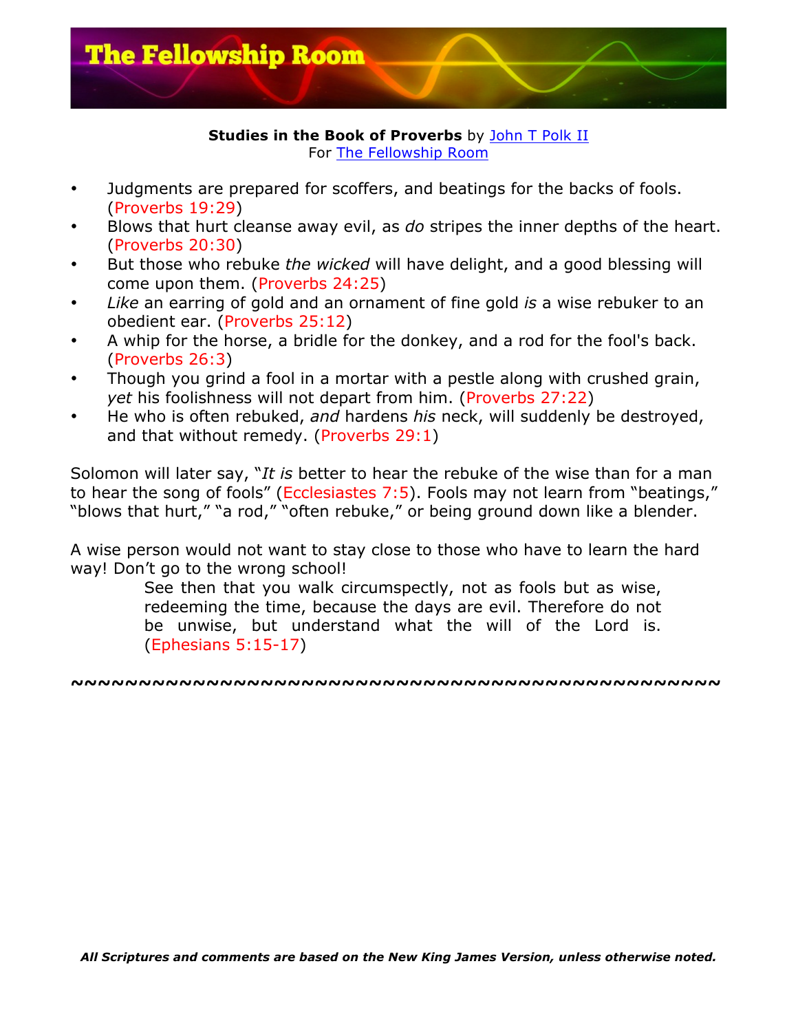**Studies in the Book of Proverbs** by John T Polk II
For The Fellowship Room

- Judgments are prepared for scoffers, and beatings for the backs of fools. (Proverbs 19:29)
- Blows that hurt cleanse away evil, as *do* stripes the inner depths of the heart. (Proverbs 20:30)
- But those who rebuke *the wicked* will have delight, and a good blessing will come upon them. (Proverbs 24:25)
- *Like* an earring of gold and an ornament of fine gold *is* a wise rebuker to an obedient ear. (Proverbs 25:12)
- A whip for the horse, a bridle for the donkey, and a rod for the fool's back. (Proverbs 26:3)
- Though you grind a fool in a mortar with a pestle along with crushed grain, *yet* his foolishness will not depart from him. (Proverbs 27:22)
- He who is often rebuked, *and* hardens *his* neck, will suddenly be destroyed, and that without remedy. (Proverbs 29:1)

Solomon will later say, "*It is* better to hear the rebuke of the wise than for a man to hear the song of fools" (Ecclesiastes 7:5). Fools may not learn from "beatings," "blows that hurt," "a rod," "often rebuke," or being ground down like a blender.

A wise person would not want to stay close to those who have to learn the hard way! Don't go to the wrong school!

> See then that you walk circumspectly, not as fools but as wise, redeeming the time, because the days are evil. Therefore do not be unwise, but understand what the will of the Lord is. (Ephesians 5:15-17)

~~~~~~~~~~~~~~~~~~~~~~~~~~~~~~~~~~~~~~~~~~~~~~~~

***All Scriptures and comments are based on the New King James Version, unless otherwise noted.***